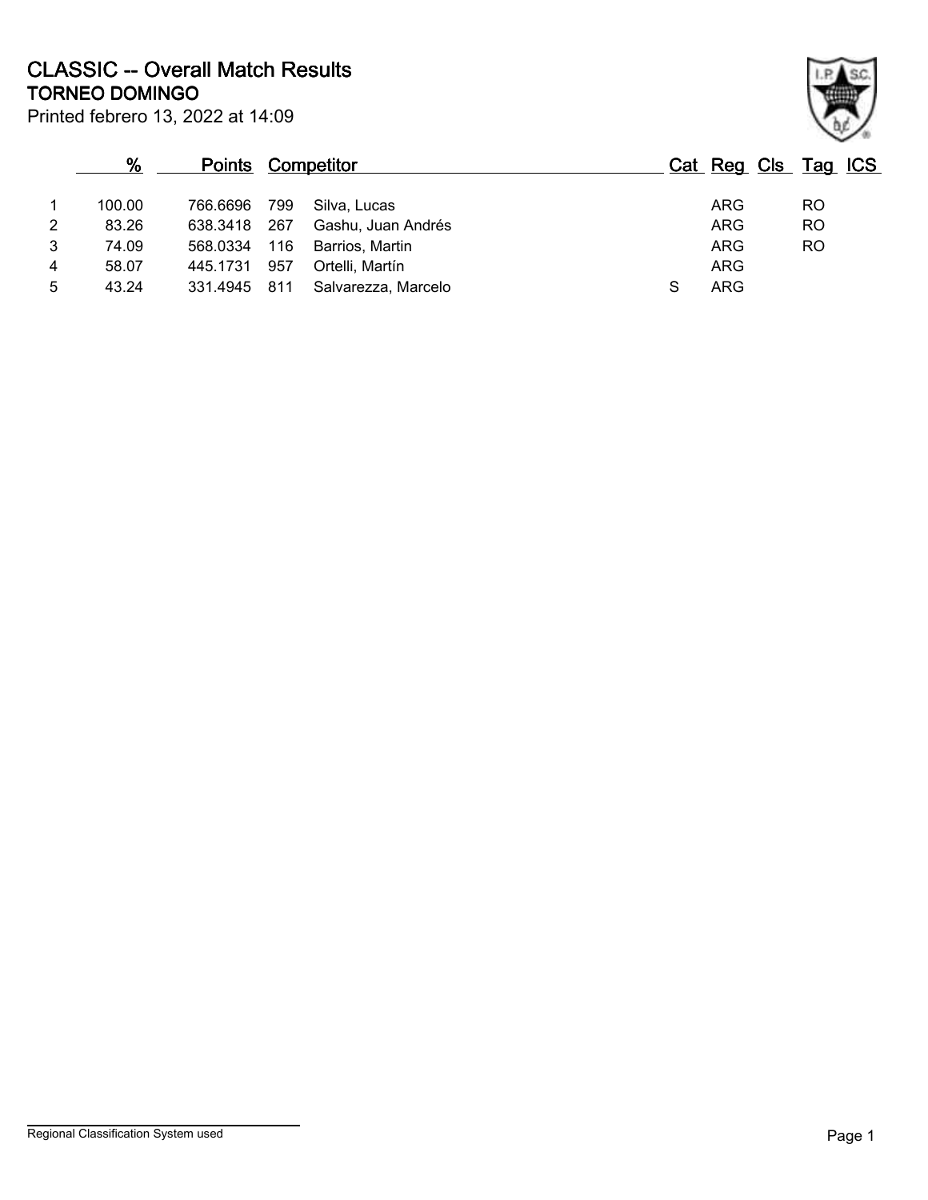# CLASSIC -- Overall Match Results

## TORNEO DOMINGO

Printed febrero 13, 2022 at 14:09

| | % | Points | Competitor | | Cat | Reg | Cls | Tag | ICS |
|---|---|---|---|---|---|---|---|---|---|
| 1 | 100.00 | 766.6696 | 799 | Silva, Lucas | | ARG | | RO | |
| 2 | 83.26 | 638.3418 | 267 | Gashu, Juan Andrés | | ARG | | RO | |
| 3 | 74.09 | 568.0334 | 116 | Barrios, Martin | | ARG | | RO | |
| 4 | 58.07 | 445.1731 | 957 | Ortelli, Martín | | ARG | | | |
| 5 | 43.24 | 331.4945 | 811 | Salvarezza, Marcelo | S | ARG | | | |

Regional Classification System used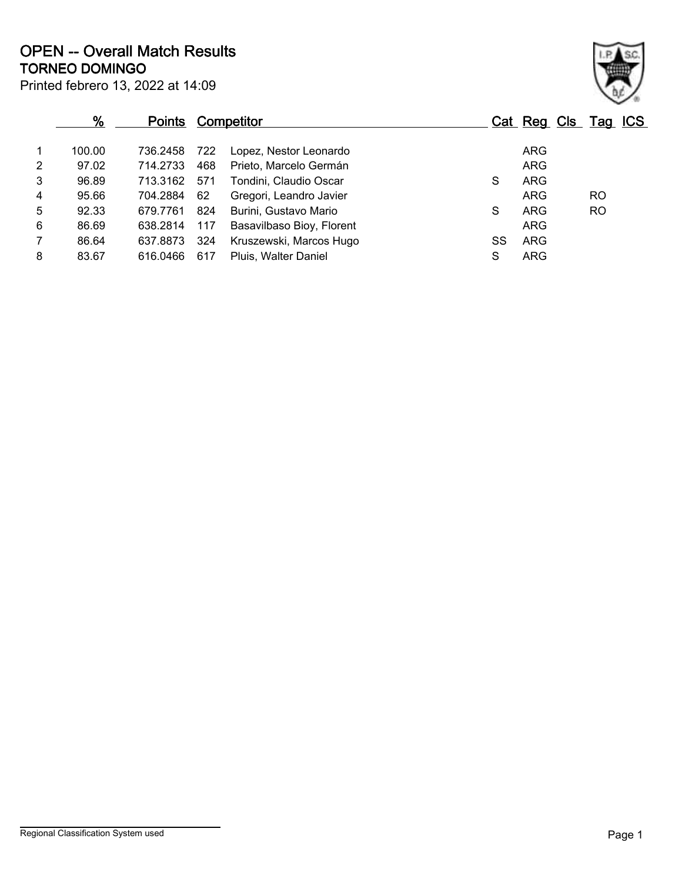# OPEN -- Overall Match Results

## TORNEO DOMINGO

Printed febrero 13, 2022 at 14:09

| | % | Points | | Competitor | Cat | Reg | Cls | Tag | ICS |
|---|---|---|---|---|---|---|---|---|---|
| 1 | 100.00 | 736.2458 | 722 | Lopez, Nestor Leonardo | | ARG | | | |
| 2 | 97.02 | 714.2733 | 468 | Prieto, Marcelo Germán | | ARG | | | |
| 3 | 96.89 | 713.3162 | 571 | Tondini, Claudio Oscar | S | ARG | | | |
| 4 | 95.66 | 704.2884 | 62 | Gregori, Leandro Javier | | ARG | | RO | |
| 5 | 92.33 | 679.7761 | 824 | Burini, Gustavo Mario | S | ARG | | RO | |
| 6 | 86.69 | 638.2814 | 117 | Basavilbaso Bioy, Florent | | ARG | | | |
| 7 | 86.64 | 637.8873 | 324 | Kruszewski, Marcos Hugo | SS | ARG | | | |
| 8 | 83.67 | 616.0466 | 617 | Pluis, Walter Daniel | S | ARG | | | |

Regional Classification System used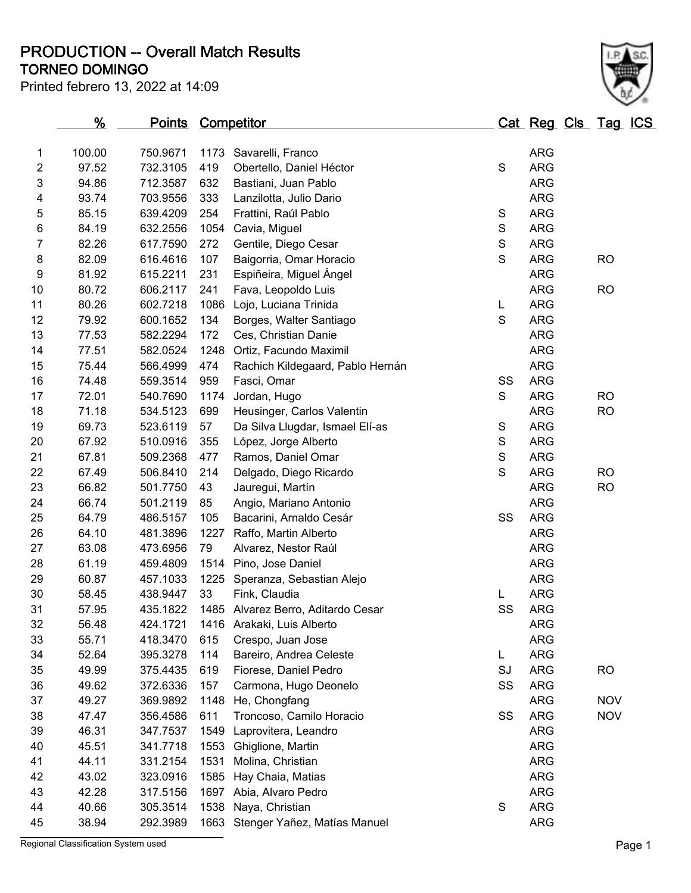# PRODUCTION -- Overall Match Results

## TORNEO DOMINGO

Printed febrero 13, 2022 at 14:09

| | % | Points | Competitor | | Cat | Reg | Cls | Tag | ICS |
|---|---|---|---|---|---|---|---|---|---|
| 1 | 100.00 | 750.9671 | 1173 | Savarelli, Franco | | ARG | | | |
| 2 | 97.52 | 732.3105 | 419 | Obertello, Daniel Héctor | S | ARG | | | |
| 3 | 94.86 | 712.3587 | 632 | Bastiani, Juan Pablo | | ARG | | | |
| 4 | 93.74 | 703.9556 | 333 | Lanzilotta, Julio Dario | | ARG | | | |
| 5 | 85.15 | 639.4209 | 254 | Frattini, Raúl Pablo | S | ARG | | | |
| 6 | 84.19 | 632.2556 | 1054 | Cavia, Miguel | S | ARG | | | |
| 7 | 82.26 | 617.7590 | 272 | Gentile, Diego Cesar | S | ARG | | | |
| 8 | 82.09 | 616.4616 | 107 | Baigorria, Omar Horacio | S | ARG | | RO | |
| 9 | 81.92 | 615.2211 | 231 | Espiñeira, Miguel Ángel | | ARG | | | |
| 10 | 80.72 | 606.2117 | 241 | Fava, Leopoldo Luis | | ARG | | RO | |
| 11 | 80.26 | 602.7218 | 1086 | Lojo, Luciana Trinida | L | ARG | | | |
| 12 | 79.92 | 600.1652 | 134 | Borges, Walter Santiago | S | ARG | | | |
| 13 | 77.53 | 582.2294 | 172 | Ces, Christian Danie | | ARG | | | |
| 14 | 77.51 | 582.0524 | 1248 | Ortiz, Facundo Maximil | | ARG | | | |
| 15 | 75.44 | 566.4999 | 474 | Rachich Kildegaard, Pablo Hernán | | ARG | | | |
| 16 | 74.48 | 559.3514 | 959 | Fasci, Omar | SS | ARG | | | |
| 17 | 72.01 | 540.7690 | 1174 | Jordan, Hugo | S | ARG | | RO | |
| 18 | 71.18 | 534.5123 | 699 | Heusinger, Carlos Valentin | | ARG | | RO | |
| 19 | 69.73 | 523.6119 | 57 | Da Silva Llugdar, Ismael Elí-as | S | ARG | | | |
| 20 | 67.92 | 510.0916 | 355 | López, Jorge Alberto | S | ARG | | | |
| 21 | 67.81 | 509.2368 | 477 | Ramos, Daniel Omar | S | ARG | | | |
| 22 | 67.49 | 506.8410 | 214 | Delgado, Diego Ricardo | S | ARG | | RO | |
| 23 | 66.82 | 501.7750 | 43 | Jauregui, Martín | | ARG | | RO | |
| 24 | 66.74 | 501.2119 | 85 | Angio, Mariano Antonio | | ARG | | | |
| 25 | 64.79 | 486.5157 | 105 | Bacarini, Arnaldo Cesár | SS | ARG | | | |
| 26 | 64.10 | 481.3896 | 1227 | Raffo, Martin Alberto | | ARG | | | |
| 27 | 63.08 | 473.6956 | 79 | Alvarez, Nestor Raúl | | ARG | | | |
| 28 | 61.19 | 459.4809 | 1514 | Pino, Jose Daniel | | ARG | | | |
| 29 | 60.87 | 457.1033 | 1225 | Speranza, Sebastian Alejo | | ARG | | | |
| 30 | 58.45 | 438.9447 | 33 | Fink, Claudia | L | ARG | | | |
| 31 | 57.95 | 435.1822 | 1485 | Alvarez Berro, Aditardo Cesar | SS | ARG | | | |
| 32 | 56.48 | 424.1721 | 1416 | Arakaki, Luis Alberto | | ARG | | | |
| 33 | 55.71 | 418.3470 | 615 | Crespo, Juan Jose | | ARG | | | |
| 34 | 52.64 | 395.3278 | 114 | Bareiro, Andrea Celeste | L | ARG | | | |
| 35 | 49.99 | 375.4435 | 619 | Fiorese, Daniel Pedro | SJ | ARG | | RO | |
| 36 | 49.62 | 372.6336 | 157 | Carmona, Hugo Deonelo | SS | ARG | | | |
| 37 | 49.27 | 369.9892 | 1148 | He, Chongfang | | ARG | | NOV | |
| 38 | 47.47 | 356.4586 | 611 | Troncoso, Camilo Horacio | SS | ARG | | NOV | |
| 39 | 46.31 | 347.7537 | 1549 | Laprovitera, Leandro | | ARG | | | |
| 40 | 45.51 | 341.7718 | 1553 | Ghiglione, Martin | | ARG | | | |
| 41 | 44.11 | 331.2154 | 1531 | Molina, Christian | | ARG | | | |
| 42 | 43.02 | 323.0916 | 1585 | Hay Chaia, Matias | | ARG | | | |
| 43 | 42.28 | 317.5156 | 1697 | Abia, Alvaro Pedro | | ARG | | | |
| 44 | 40.66 | 305.3514 | 1538 | Naya, Christian | S | ARG | | | |
| 45 | 38.94 | 292.3989 | 1663 | Stenger Yañez, Matías Manuel | | ARG | | | |

Regional Classification System used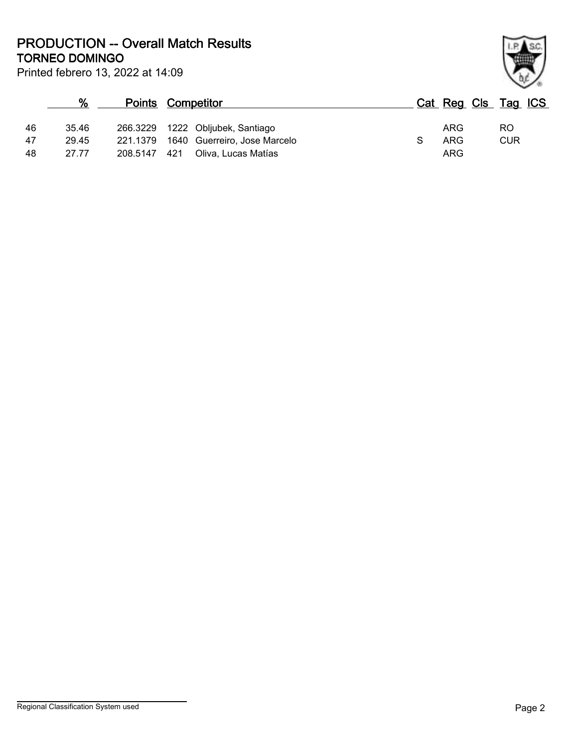# PRODUCTION -- Overall Match Results
## TORNEO DOMINGO

Printed febrero 13, 2022 at 14:09

| | % | Points | Competitor | | Cat | Reg | Cls | Tag | ICS |
|---|---|---|---|---|---|---|---|---|---|
| 46 | 35.46 | 266.3229 | 1222 | Obljubek, Santiago | | ARG | | RO | |
| 47 | 29.45 | 221.1379 | 1640 | Guerreiro, Jose Marcelo | S | ARG | | CUR | |
| 48 | 27.77 | 208.5147 | 421 | Oliva, Lucas Matías | | ARG | | | |

Regional Classification System used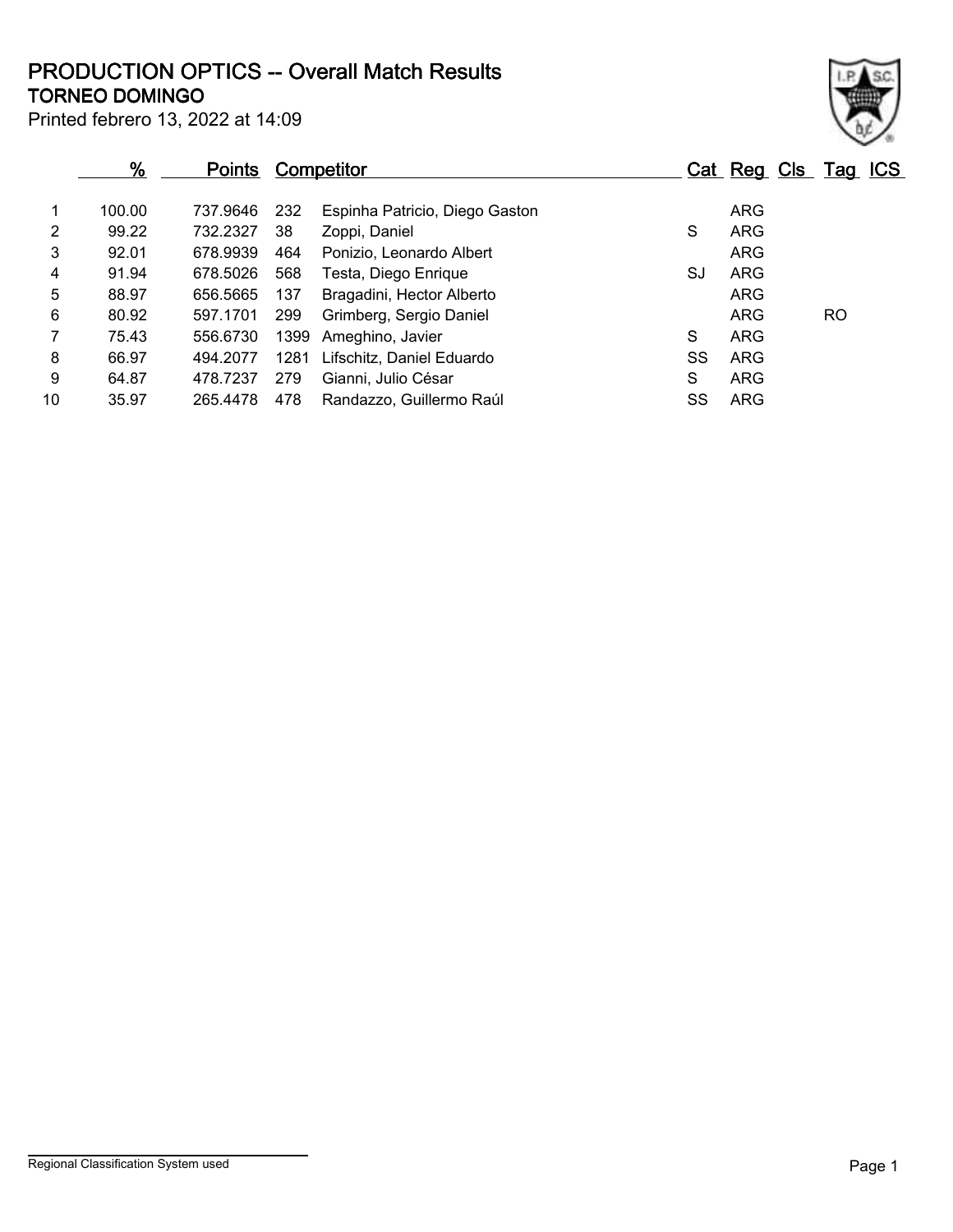# PRODUCTION OPTICS -- Overall Match Results

## TORNEO DOMINGO

Printed febrero 13, 2022 at 14:09

| | % | Points | Competitor | | Cat | Reg | Cls | Tag | ICS |
|---|---|---|---|---|---|---|---|---|---|
| 1 | 100.00 | 737.9646 | 232 | Espinha Patricio, Diego Gaston | | ARG | | | |
| 2 | 99.22 | 732.2327 | 38 | Zoppi, Daniel | S | ARG | | | |
| 3 | 92.01 | 678.9939 | 464 | Ponizio, Leonardo Albert | | ARG | | | |
| 4 | 91.94 | 678.5026 | 568 | Testa, Diego Enrique | SJ | ARG | | | |
| 5 | 88.97 | 656.5665 | 137 | Bragadini, Hector Alberto | | ARG | | | |
| 6 | 80.92 | 597.1701 | 299 | Grimberg, Sergio Daniel | | ARG | | RO | |
| 7 | 75.43 | 556.6730 | 1399 | Ameghino, Javier | S | ARG | | | |
| 8 | 66.97 | 494.2077 | 1281 | Lifschitz, Daniel Eduardo | SS | ARG | | | |
| 9 | 64.87 | 478.7237 | 279 | Gianni, Julio César | S | ARG | | | |
| 10 | 35.97 | 265.4478 | 478 | Randazzo, Guillermo Raúl | SS | ARG | | | |

Regional Classification System used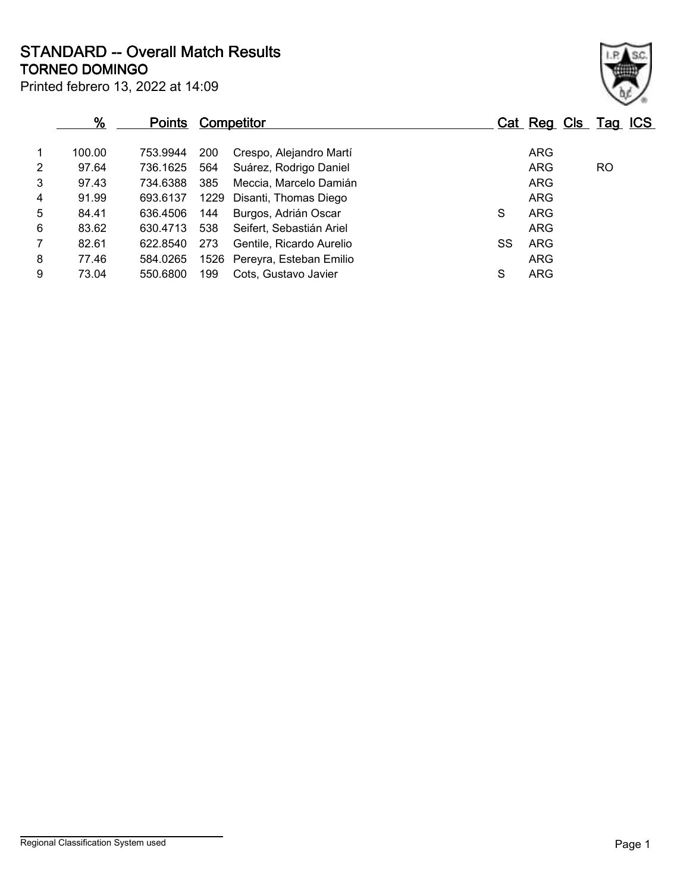# STANDARD -- Overall Match Results

## TORNEO DOMINGO

Printed febrero 13, 2022 at 14:09

| | % | Points | Competitor | | Cat | Reg | Cls | Tag | ICS |
|---|---|---|---|---|---|---|---|---|---|
| 1 | 100.00 | 753.9944 | 200 | Crespo, Alejandro Martí | | ARG | | | |
| 2 | 97.64 | 736.1625 | 564 | Suárez, Rodrigo Daniel | | ARG | | RO | |
| 3 | 97.43 | 734.6388 | 385 | Meccia, Marcelo Damián | | ARG | | | |
| 4 | 91.99 | 693.6137 | 1229 | Disanti, Thomas Diego | | ARG | | | |
| 5 | 84.41 | 636.4506 | 144 | Burgos, Adrián Oscar | S | ARG | | | |
| 6 | 83.62 | 630.4713 | 538 | Seifert, Sebastián Ariel | | ARG | | | |
| 7 | 82.61 | 622.8540 | 273 | Gentile, Ricardo Aurelio | SS | ARG | | | |
| 8 | 77.46 | 584.0265 | 1526 | Pereyra, Esteban Emilio | | ARG | | | |
| 9 | 73.04 | 550.6800 | 199 | Cots, Gustavo Javier | S | ARG | | | |

Regional Classification System used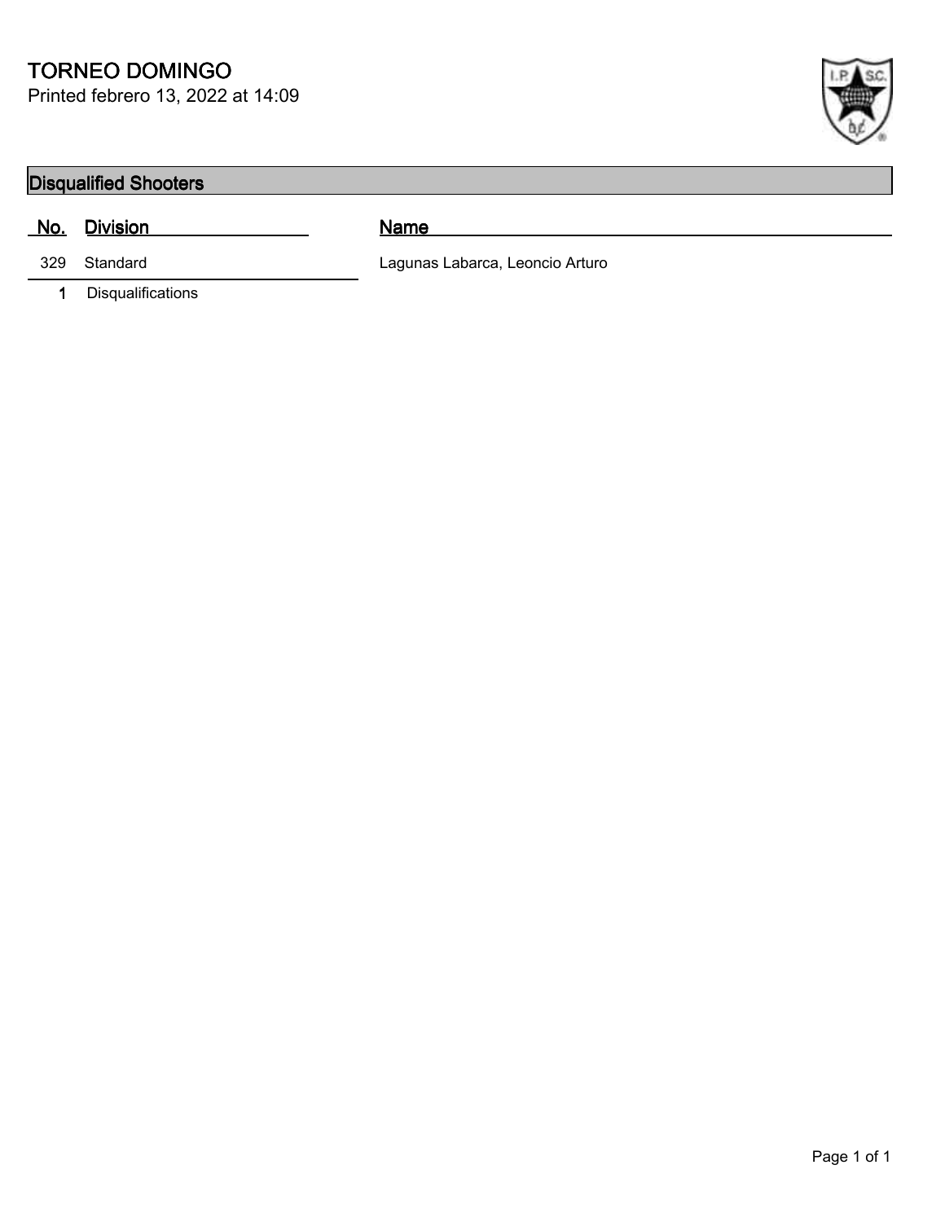# TORNEO DOMINGO

Printed febrero 13, 2022 at 14:09

## Disqualified Shooters

| No. | Division | Name |
|---|---|---|
| 329 | Standard | Lagunas Labarca, Leoncio Arturo |

**1** Disqualifications